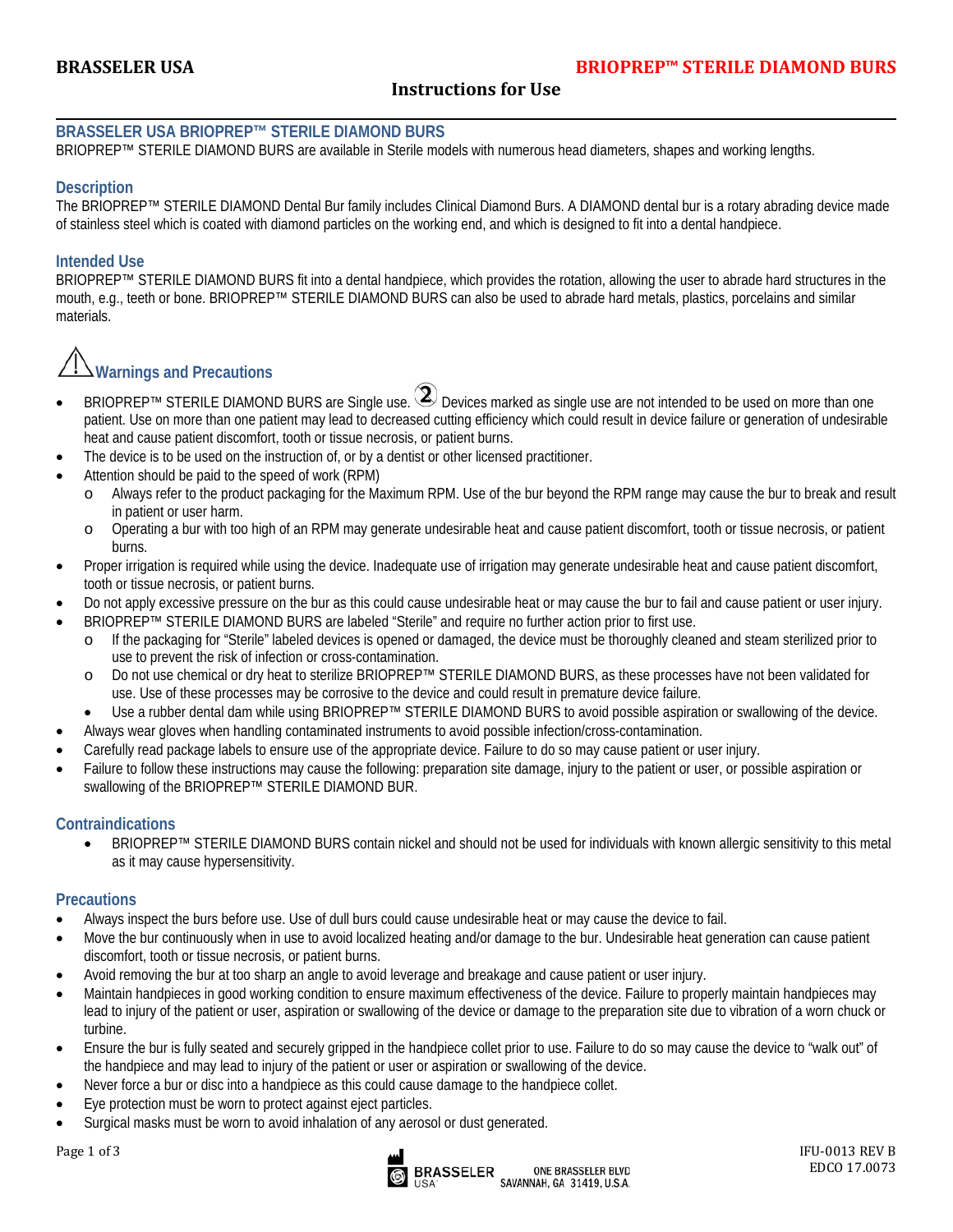# BRASSELER USA — BRIOPREP™ STERILE DIAMOND BURS

## Instructions for Use

### BRASSELER USA BRIOPREP™ STERILE DIAMOND BURS

BRIOPREP™ STERILE DIAMOND BURS are available in Sterile models with numerous head diameters, shapes and working lengths.

### Description

The BRIOPREP™ STERILE DIAMOND Dental Bur family includes Clinical Diamond Burs. A DIAMOND dental bur is a rotary abrading device made of stainless steel which is coated with diamond particles on the working end, and which is designed to fit into a dental handpiece.

### Intended Use

BRIOPREP™ STERILE DIAMOND BURS fit into a dental handpiece, which provides the rotation, allowing the user to abrade hard structures in the mouth, e.g., teeth or bone. BRIOPREP™ STERILE DIAMOND BURS can also be used to abrade hard metals, plastics, porcelains and similar materials.

### ⚠ Warnings and Precautions

- BRIOPREP™ STERILE DIAMOND BURS are Single use. Devices marked as single use are not intended to be used on more than one patient. Use on more than one patient may lead to decreased cutting efficiency which could result in device failure or generation of undesirable heat and cause patient discomfort, tooth or tissue necrosis, or patient burns.
- The device is to be used on the instruction of, or by a dentist or other licensed practitioner.
- Attention should be paid to the speed of work (RPM)
  - Always refer to the product packaging for the Maximum RPM. Use of the bur beyond the RPM range may cause the bur to break and result in patient or user harm.
  - Operating a bur with too high of an RPM may generate undesirable heat and cause patient discomfort, tooth or tissue necrosis, or patient burns.
- Proper irrigation is required while using the device. Inadequate use of irrigation may generate undesirable heat and cause patient discomfort, tooth or tissue necrosis, or patient burns.
- Do not apply excessive pressure on the bur as this could cause undesirable heat or may cause the bur to fail and cause patient or user injury.
- BRIOPREP™ STERILE DIAMOND BURS are labeled "Sterile" and require no further action prior to first use.
  - If the packaging for "Sterile" labeled devices is opened or damaged, the device must be thoroughly cleaned and steam sterilized prior to use to prevent the risk of infection or cross-contamination.
  - Do not use chemical or dry heat to sterilize BRIOPREP™ STERILE DIAMOND BURS, as these processes have not been validated for use. Use of these processes may be corrosive to the device and could result in premature device failure.
  - Use a rubber dental dam while using BRIOPREP™ STERILE DIAMOND BURS to avoid possible aspiration or swallowing of the device.
- Always wear gloves when handling contaminated instruments to avoid possible infection/cross-contamination.
- Carefully read package labels to ensure use of the appropriate device. Failure to do so may cause patient or user injury.
- Failure to follow these instructions may cause the following: preparation site damage, injury to the patient or user, or possible aspiration or swallowing of the BRIOPREP™ STERILE DIAMOND BUR.

### Contraindications

- BRIOPREP™ STERILE DIAMOND BURS contain nickel and should not be used for individuals with known allergic sensitivity to this metal as it may cause hypersensitivity.

### Precautions

- Always inspect the burs before use. Use of dull burs could cause undesirable heat or may cause the device to fail.
- Move the bur continuously when in use to avoid localized heating and/or damage to the bur. Undesirable heat generation can cause patient discomfort, tooth or tissue necrosis, or patient burns.
- Avoid removing the bur at too sharp an angle to avoid leverage and breakage and cause patient or user injury.
- Maintain handpieces in good working condition to ensure maximum effectiveness of the device. Failure to properly maintain handpieces may lead to injury of the patient or user, aspiration or swallowing of the device or damage to the preparation site due to vibration of a worn chuck or turbine.
- Ensure the bur is fully seated and securely gripped in the handpiece collet prior to use. Failure to do so may cause the device to "walk out" of the handpiece and may lead to injury of the patient or user or aspiration or swallowing of the device.
- Never force a bur or disc into a handpiece as this could cause damage to the handpiece collet.
- Eye protection must be worn to protect against eject particles.
- Surgical masks must be worn to avoid inhalation of any aerosol or dust generated.

BRASSELER USA — ONE BRASSELER BLVD, SAVANNAH, GA 31419, U.S.A.

IFU-0013 REV B
EDCO 17.0073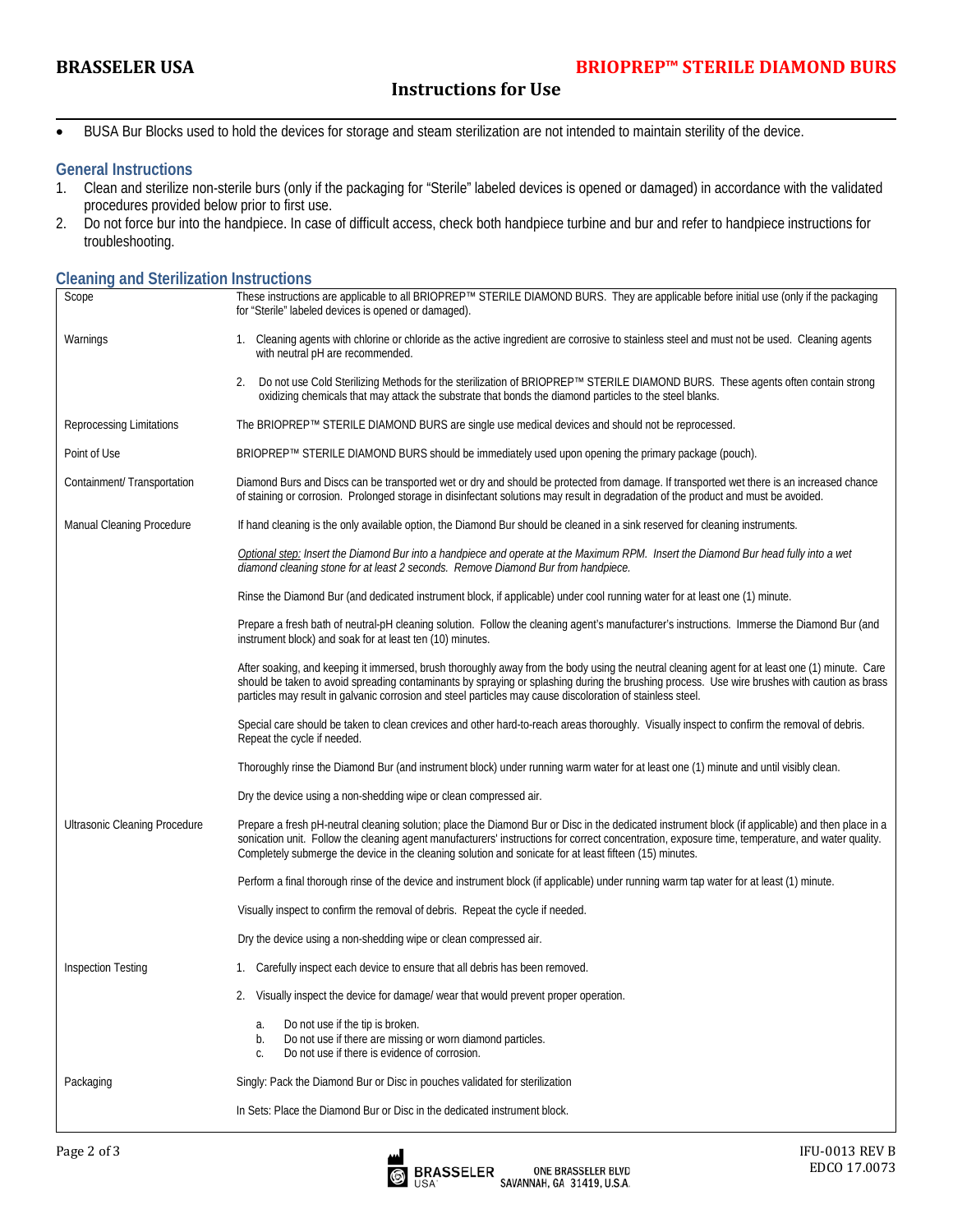- BUSA Bur Blocks used to hold the devices for storage and steam sterilization are not intended to maintain sterility of the device.

## General Instructions

1. Clean and sterilize non-sterile burs (only if the packaging for "Sterile" labeled devices is opened or damaged) in accordance with the validated procedures provided below prior to first use.
2. Do not force bur into the handpiece. In case of difficult access, check both handpiece turbine and bur and refer to handpiece instructions for troubleshooting.

## Cleaning and Sterilization Instructions

| | |
|---|---|
| Scope | These instructions are applicable to all BRIOPREP™ STERILE DIAMOND BURS. They are applicable before initial use (only if the packaging for "Sterile" labeled devices is opened or damaged). |
| Warnings | 1. Cleaning agents with chlorine or chloride as the active ingredient are corrosive to stainless steel and must not be used. Cleaning agents with neutral pH are recommended.<br><br>2. Do not use Cold Sterilizing Methods for the sterilization of BRIOPREP™ STERILE DIAMOND BURS. These agents often contain strong oxidizing chemicals that may attack the substrate that bonds the diamond particles to the steel blanks. |
| Reprocessing Limitations | The BRIOPREP™ STERILE DIAMOND BURS are single use medical devices and should not be reprocessed. |
| Point of Use | BRIOPREP™ STERILE DIAMOND BURS should be immediately used upon opening the primary package (pouch). |
| Containment/ Transportation | Diamond Burs and Discs can be transported wet or dry and should be protected from damage. If transported wet there is an increased chance of staining or corrosion. Prolonged storage in disinfectant solutions may result in degradation of the product and must be avoided. |
| Manual Cleaning Procedure | If hand cleaning is the only available option, the Diamond Bur should be cleaned in a sink reserved for cleaning instruments.<br><br>*Optional step: Insert the Diamond Bur into a handpiece and operate at the Maximum RPM. Insert the Diamond Bur head fully into a wet diamond cleaning stone for at least 2 seconds. Remove Diamond Bur from handpiece.*<br><br>Rinse the Diamond Bur (and dedicated instrument block, if applicable) under cool running water for at least one (1) minute.<br><br>Prepare a fresh bath of neutral-pH cleaning solution. Follow the cleaning agent's manufacturer's instructions. Immerse the Diamond Bur (and instrument block) and soak for at least ten (10) minutes.<br><br>After soaking, and keeping it immersed, brush thoroughly away from the body using the neutral cleaning agent for at least one (1) minute. Care should be taken to avoid spreading contaminants by spraying or splashing during the brushing process. Use wire brushes with caution as brass particles may result in galvanic corrosion and steel particles may cause discoloration of stainless steel.<br><br>Special care should be taken to clean crevices and other hard-to-reach areas thoroughly. Visually inspect to confirm the removal of debris. Repeat the cycle if needed.<br><br>Thoroughly rinse the Diamond Bur (and instrument block) under running warm water for at least one (1) minute and until visibly clean.<br><br>Dry the device using a non-shedding wipe or clean compressed air. |
| Ultrasonic Cleaning Procedure | Prepare a fresh pH-neutral cleaning solution; place the Diamond Bur or Disc in the dedicated instrument block (if applicable) and then place in a sonication unit. Follow the cleaning agent manufacturers' instructions for correct concentration, exposure time, temperature, and water quality. Completely submerge the device in the cleaning solution and sonicate for at least fifteen (15) minutes.<br><br>Perform a final thorough rinse of the device and instrument block (if applicable) under running warm tap water for at least (1) minute.<br><br>Visually inspect to confirm the removal of debris. Repeat the cycle if needed.<br><br>Dry the device using a non-shedding wipe or clean compressed air. |
| Inspection Testing | 1. Carefully inspect each device to ensure that all debris has been removed.<br><br>2. Visually inspect the device for damage/ wear that would prevent proper operation.<br><br>a. Do not use if the tip is broken.<br>b. Do not use if there are missing or worn diamond particles.<br>c. Do not use if there is evidence of corrosion. |
| Packaging | Singly: Pack the Diamond Bur or Disc in pouches validated for sterilization<br><br>In Sets: Place the Diamond Bur or Disc in the dedicated instrument block. |

IFU-0013 REV B
EDCO 17.0073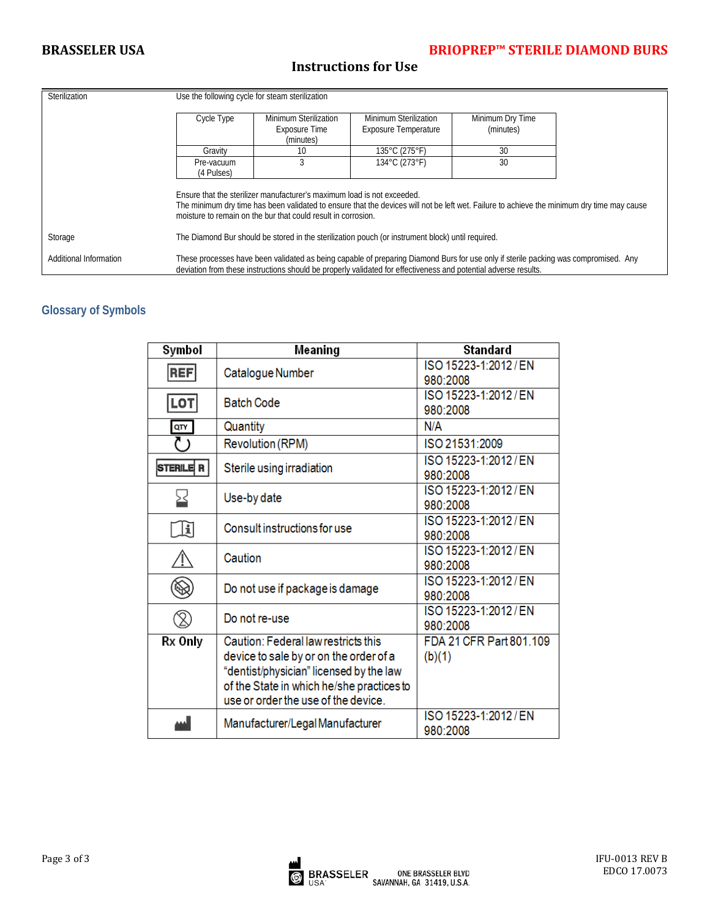| | |
|---|---|
| Sterilization | Use the following cycle for steam sterilization |

| Cycle Type | Minimum Sterilization Exposure Time (minutes) | Minimum Sterilization Exposure Temperature | Minimum Dry Time (minutes) |
|---|---|---|---|
| Gravity | 10 | 135°C (275°F) | 30 |
| Pre-vacuum (4 Pulses) | 3 | 134°C (273°F) | 30 |

Ensure that the sterilizer manufacturer's maximum load is not exceeded.
The minimum dry time has been validated to ensure that the devices will not be left wet. Failure to achieve the minimum dry time may cause moisture to remain on the bur that could result in corrosion.

| | |
|---|---|
| Storage | The Diamond Bur should be stored in the sterilization pouch (or instrument block) until required. |
| Additional Information | These processes have been validated as being capable of preparing Diamond Burs for use only if sterile packing was compromised. Any deviation from these instructions should be properly validated for effectiveness and potential adverse results. |

## Glossary of Symbols

| Symbol | Meaning | Standard |
|---|---|---|
| REF | Catalogue Number | ISO 15223-1:2012 / EN 980:2008 |
| LOT | Batch Code | ISO 15223-1:2012 / EN 980:2008 |
| QTY | Quantity | N/A |
| | Revolution (RPM) | ISO 21531:2009 |
| STERILE R | Sterile using irradiation | ISO 15223-1:2012 / EN 980:2008 |
| | Use-by date | ISO 15223-1:2012 / EN 980:2008 |
| | Consult instructions for use | ISO 15223-1:2012 / EN 980:2008 |
| | Caution | ISO 15223-1:2012 / EN 980:2008 |
| | Do not use if package is damage | ISO 15223-1:2012 / EN 980:2008 |
| | Do not re-use | ISO 15223-1:2012 / EN 980:2008 |
| Rx Only | Caution: Federal law restricts this device to sale by or on the order of a "dentist/physician" licensed by the law of the State in which he/she practices to use or order the use of the device. | FDA 21 CFR Part 801.109 (b)(1) |
| | Manufacturer/Legal Manufacturer | ISO 15223-1:2012 / EN 980:2008 |

BRASSELER USA
ONE BRASSELER BLVD
SAVANNAH, GA 31419, U.S.A.

IFU-0013 REV B
EDCO 17.0073